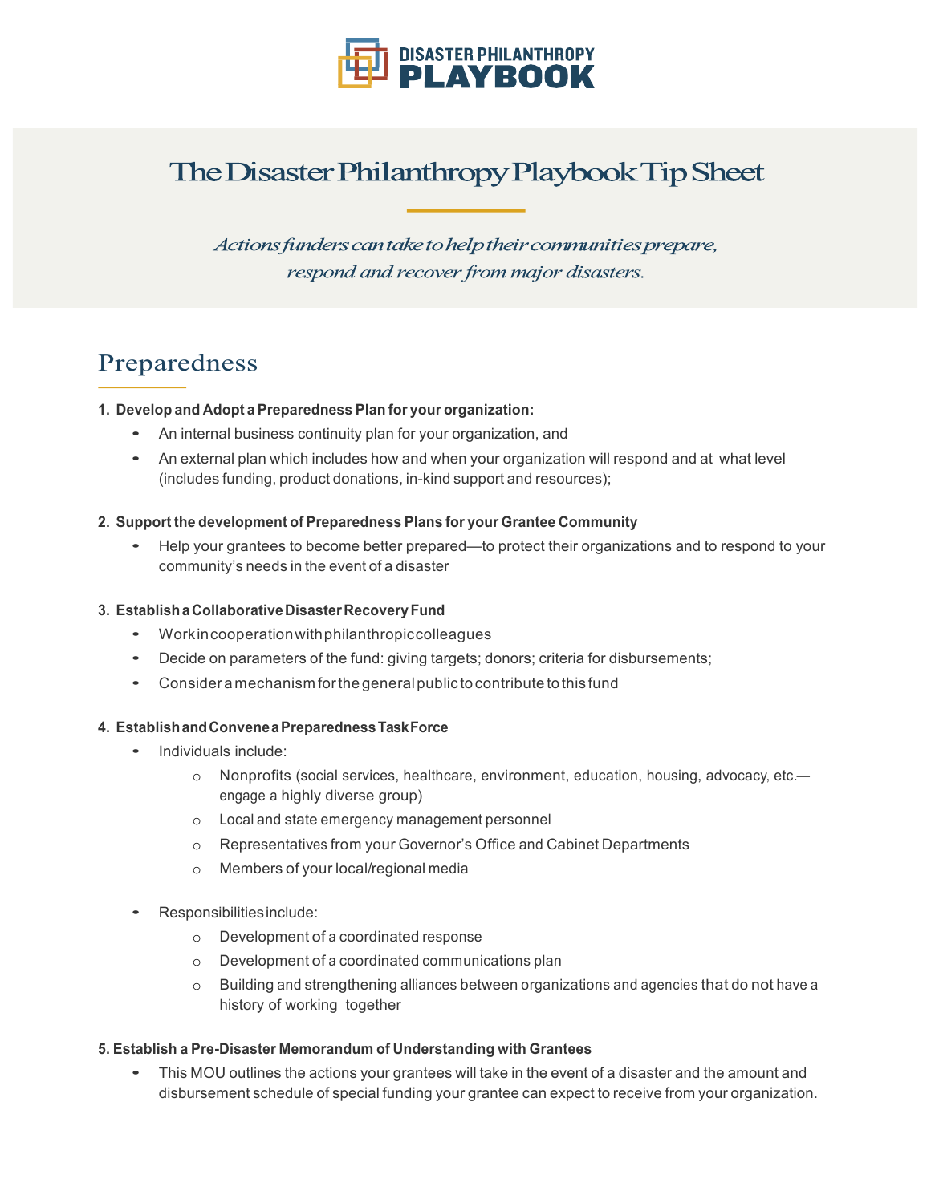# The Disaster Philanthropy Playbook Tip Sheet

*Actions funders can take to help their communities prepare, respond and recover from major disasters.*

## Preparedness

**1. Develop and Adopt a Preparedness Plan for your organization:**

- An internal business continuity plan for your organization, and
- An external plan which includes how and when your organization will respond and at what level (includes funding, product donations, in-kind support and resources);

**2. Support the development of Preparedness Plans for your Grantee Community**

- Help your grantees to become better prepared—to protect their organizations and to respond to your community's needs in the event of a disaster

**3. Establish a Collaborative Disaster Recovery Fund**

- Work in cooperation with philanthropic colleagues
- Decide on parameters of the fund: giving targets; donors; criteria for disbursements;
- Consider a mechanism for the general public to contribute to this fund

**4. Establish and Convene a Preparedness Task Force**

- Individuals include:
    - Nonprofits (social services, healthcare, environment, education, housing, advocacy, etc.—engage a highly diverse group)
    - Local and state emergency management personnel
    - Representatives from your Governor's Office and Cabinet Departments
    - Members of your local/regional media
- Responsibilities include:
    - Development of a coordinated response
    - Development of a coordinated communications plan
    - Building and strengthening alliances between organizations and agencies that do not have a history of working together

**5. Establish a Pre-Disaster Memorandum of Understanding with Grantees**

- This MOU outlines the actions your grantees will take in the event of a disaster and the amount and disbursement schedule of special funding your grantee can expect to receive from your organization.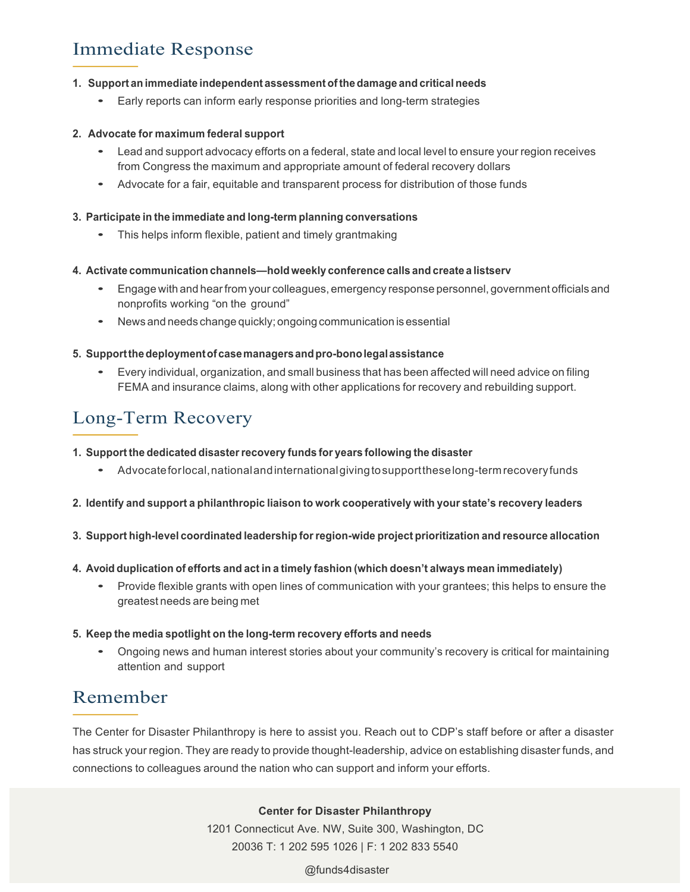## Immediate Response

1. **Support an immediate independent assessment of the damage and critical needs**
   - Early reports can inform early response priorities and long-term strategies

2. **Advocate for maximum federal support**
   - Lead and support advocacy efforts on a federal, state and local level to ensure your region receives from Congress the maximum and appropriate amount of federal recovery dollars
   - Advocate for a fair, equitable and transparent process for distribution of those funds

3. **Participate in the immediate and long-term planning conversations**
   - This helps inform flexible, patient and timely grantmaking

4. **Activate communication channels—hold weekly conference calls and create a listserv**
   - Engage with and hear from your colleagues, emergency response personnel, government officials and nonprofits working "on the ground"
   - News and needs change quickly; ongoing communication is essential

5. **Support the deployment of case managers and pro-bono legal assistance**
   - Every individual, organization, and small business that has been affected will need advice on filing FEMA and insurance claims, along with other applications for recovery and rebuilding support.

## Long-Term Recovery

1. **Support the dedicated disaster recovery funds for years following the disaster**
   - Advocate for local, national and international giving to support these long-term recovery funds

2. **Identify and support a philanthropic liaison to work cooperatively with your state's recovery leaders**

3. **Support high-level coordinated leadership for region-wide project prioritization and resource allocation**

4. **Avoid duplication of efforts and act in a timely fashion (which doesn't always mean immediately)**
   - Provide flexible grants with open lines of communication with your grantees; this helps to ensure the greatest needs are being met

5. **Keep the media spotlight on the long-term recovery efforts and needs**
   - Ongoing news and human interest stories about your community's recovery is critical for maintaining attention and support

## Remember

The Center for Disaster Philanthropy is here to assist you. Reach out to CDP's staff before or after a disaster has struck your region. They are ready to provide thought-leadership, advice on establishing disaster funds, and connections to colleagues around the nation who can support and inform your efforts.

**Center for Disaster Philanthropy**
1201 Connecticut Ave. NW, Suite 300, Washington, DC
20036 T: 1 202 595 1026 | F: 1 202 833 5540

@funds4disaster